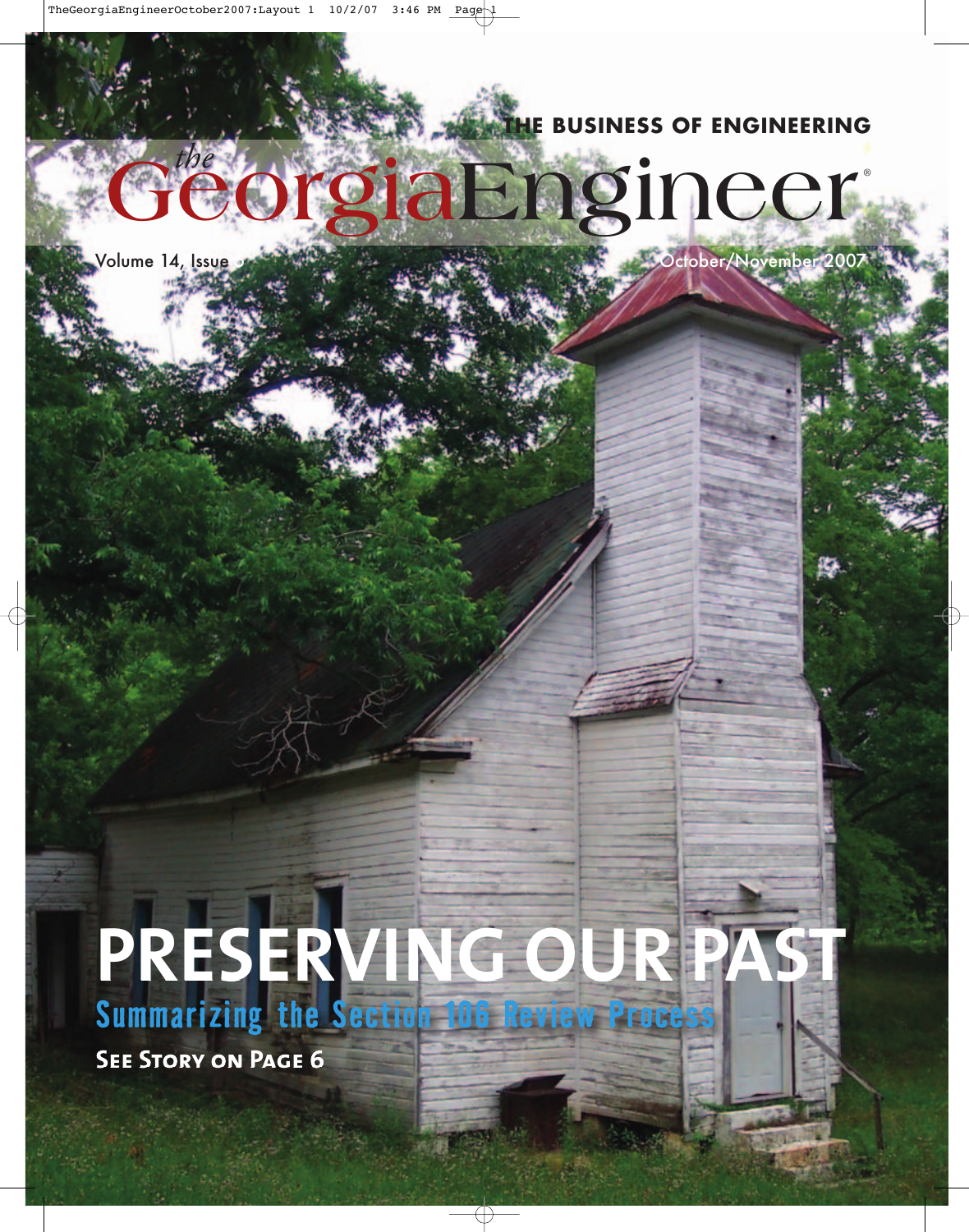THE BUSINESS OF ENGINEERING

# *the* Georgia Engineer®

Volume 14, Issue

October/November 2007

# PRESERVING OUR PAST

## Summarizing the Section 106 Review Process

**SEE STORY ON PAGE 6**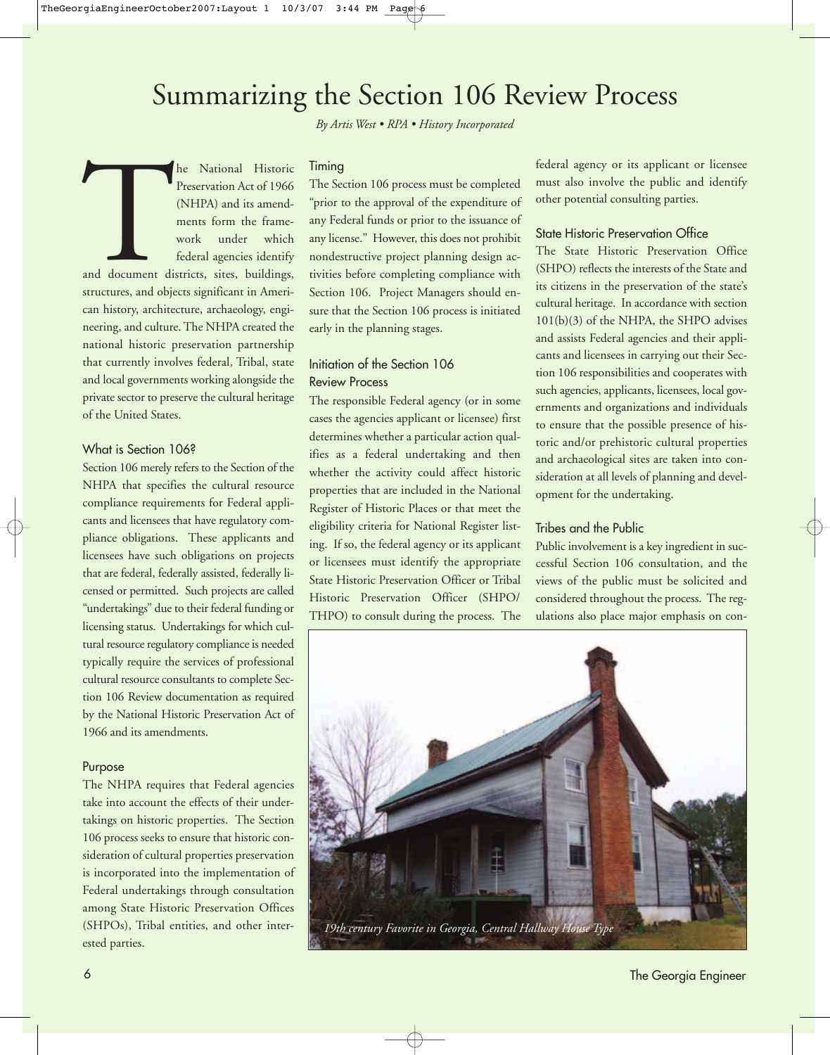# Summarizing the Section 106 Review Process

*By Artis West • RPA • History Incorporated*

The National Historic Preservation Act of 1966 (NHPA) and its amendments form the framework under which federal agencies identify and document districts, sites, buildings, structures, and objects significant in American history, architecture, archaeology, engineering, and culture. The NHPA created the national historic preservation partnership that currently involves federal, Tribal, state and local governments working alongside the private sector to preserve the cultural heritage of the United States.

### What is Section 106?

Section 106 merely refers to the Section of the NHPA that specifies the cultural resource compliance requirements for Federal applicants and licensees that have regulatory compliance obligations. These applicants and licensees have such obligations on projects that are federal, federally assisted, federally licensed or permitted. Such projects are called "undertakings" due to their federal funding or licensing status. Undertakings for which cultural resource regulatory compliance is needed typically require the services of professional cultural resource consultants to complete Section 106 Review documentation as required by the National Historic Preservation Act of 1966 and its amendments.

### Purpose

The NHPA requires that Federal agencies take into account the effects of their undertakings on historic properties. The Section 106 process seeks to ensure that historic consideration of cultural properties preservation is incorporated into the implementation of Federal undertakings through consultation among State Historic Preservation Offices (SHPOs), Tribal entities, and other interested parties.

### Timing

The Section 106 process must be completed "prior to the approval of the expenditure of any Federal funds or prior to the issuance of any license." However, this does not prohibit nondestructive project planning design activities before completing compliance with Section 106. Project Managers should ensure that the Section 106 process is initiated early in the planning stages.

### Initiation of the Section 106 Review Process

The responsible Federal agency (or in some cases the agencies applicant or licensee) first determines whether a particular action qualifies as a federal undertaking and then whether the activity could affect historic properties that are included in the National Register of Historic Places or that meet the eligibility criteria for National Register listing. If so, the federal agency or its applicant or licensees must identify the appropriate State Historic Preservation Officer or Tribal Historic Preservation Officer (SHPO/THPO) to consult during the process. The federal agency or its applicant or licensee must also involve the public and identify other potential consulting parties.

### State Historic Preservation Office

The State Historic Preservation Office (SHPO) reflects the interests of the State and its citizens in the preservation of the state's cultural heritage. In accordance with section 101(b)(3) of the NHPA, the SHPO advises and assists Federal agencies and their applicants and licensees in carrying out their Section 106 responsibilities and cooperates with such agencies, applicants, licensees, local governments and organizations and individuals to ensure that the possible presence of historic and/or prehistoric cultural properties and archaeological sites are taken into consideration at all levels of planning and development for the undertaking.

### Tribes and the Public

Public involvement is a key ingredient in successful Section 106 consultation, and the views of the public must be solicited and considered throughout the process. The regulations also place major emphasis on con-

*19th century Favorite in Georgia, Central Hallway House Type*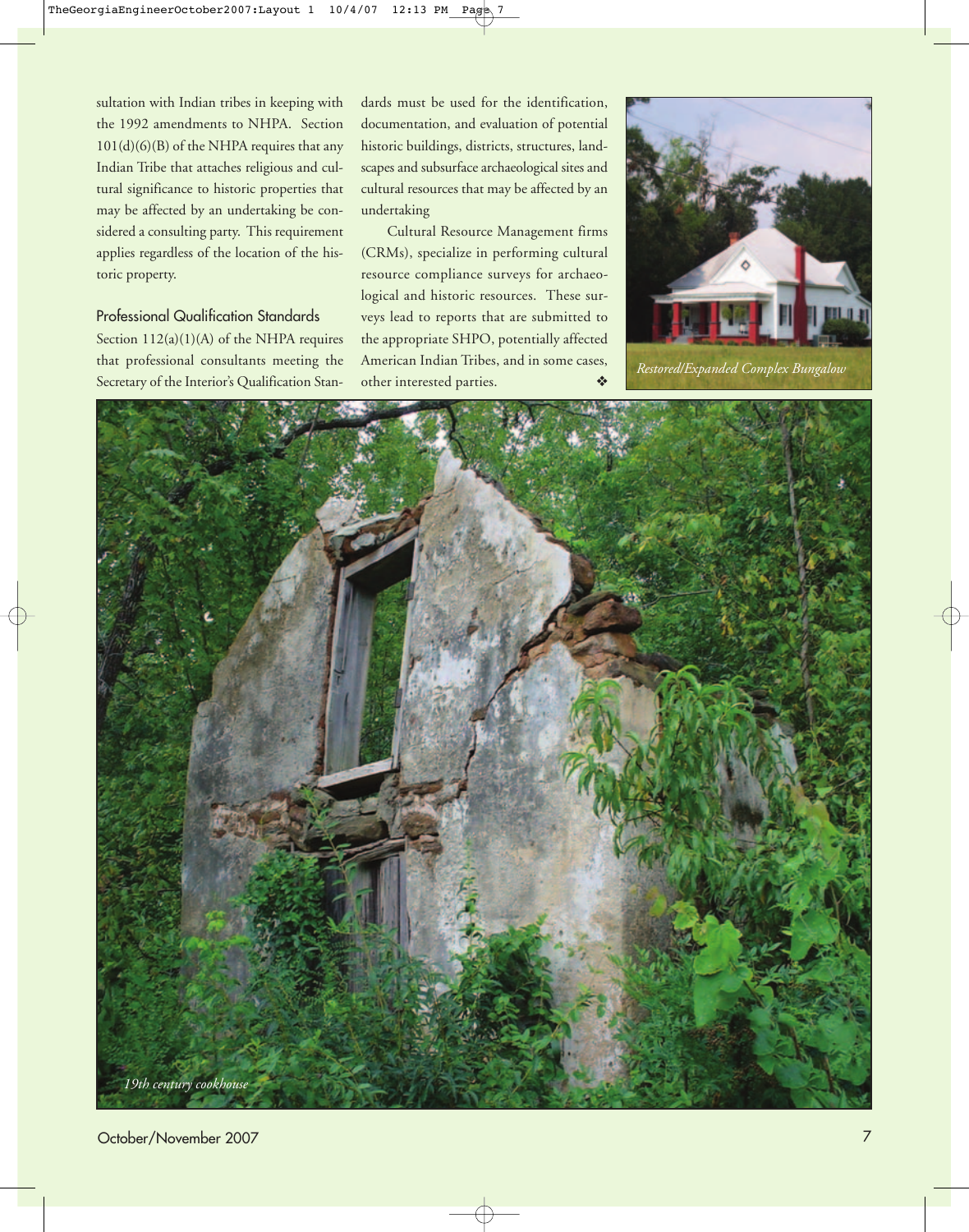sultation with Indian tribes in keeping with the 1992 amendments to NHPA. Section 101(d)(6)(B) of the NHPA requires that any Indian Tribe that attaches religious and cultural significance to historic properties that may be affected by an undertaking be considered a consulting party. This requirement applies regardless of the location of the historic property.

## Professional Qualification Standards

Section 112(a)(1)(A) of the NHPA requires that professional consultants meeting the Secretary of the Interior's Qualification Standards must be used for the identification, documentation, and evaluation of potential historic buildings, districts, structures, landscapes and subsurface archaeological sites and cultural resources that may be affected by an undertaking

Cultural Resource Management firms (CRMs), specialize in performing cultural resource compliance surveys for archaeological and historic resources. These surveys lead to reports that are submitted to the appropriate SHPO, potentially affected American Indian Tribes, and in some cases, other interested parties. ❖

*Restored/Expanded Complex Bungalow*

*19th century cookhouse*